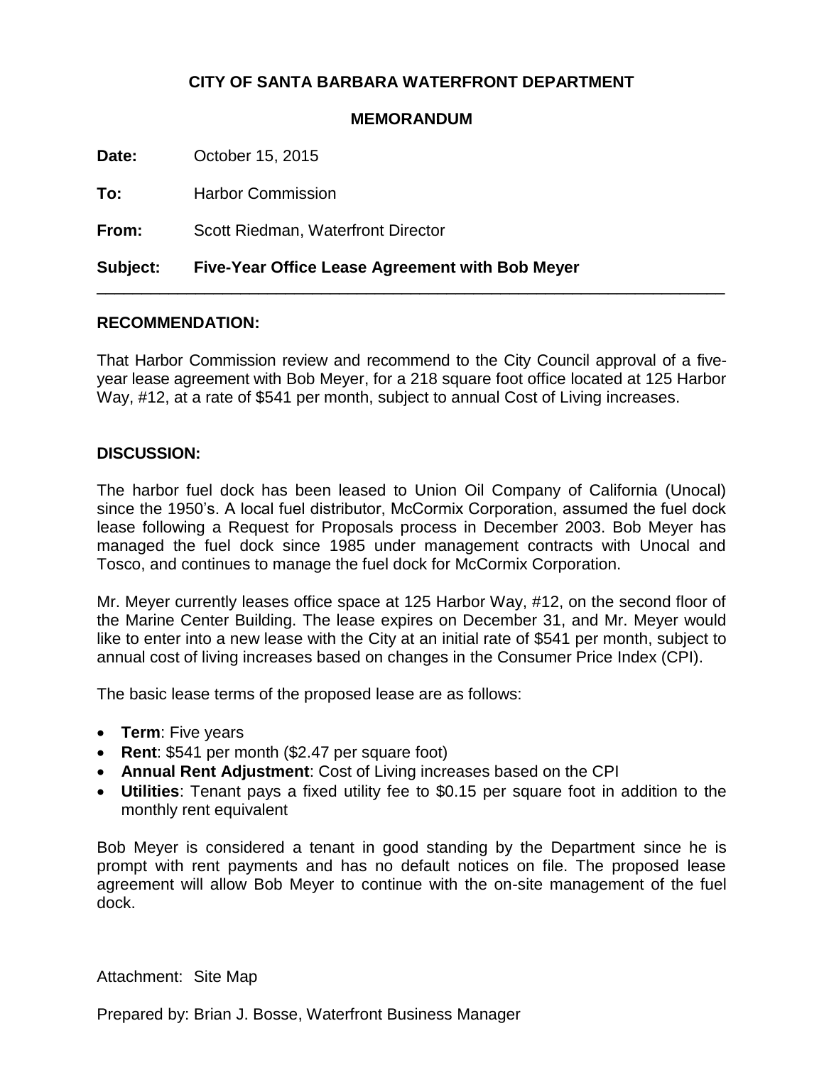**CITY OF SANTA BARBARA WATERFRONT DEPARTMENT**

**MEMORANDUM**

**Date:** October 15, 2015

**To:** Harbor Commission

**From:** Scott Riedman, Waterfront Director

**Subject: Five-Year Office Lease Agreement with Bob Meyer**

---

**RECOMMENDATION:**

That Harbor Commission review and recommend to the City Council approval of a five-year lease agreement with Bob Meyer, for a 218 square foot office located at 125 Harbor Way, #12, at a rate of $541 per month, subject to annual Cost of Living increases.

**DISCUSSION:**

The harbor fuel dock has been leased to Union Oil Company of California (Unocal) since the 1950's. A local fuel distributor, McCormix Corporation, assumed the fuel dock lease following a Request for Proposals process in December 2003. Bob Meyer has managed the fuel dock since 1985 under management contracts with Unocal and Tosco, and continues to manage the fuel dock for McCormix Corporation.

Mr. Meyer currently leases office space at 125 Harbor Way, #12, on the second floor of the Marine Center Building. The lease expires on December 31, and Mr. Meyer would like to enter into a new lease with the City at an initial rate of $541 per month, subject to annual cost of living increases based on changes in the Consumer Price Index (CPI).

The basic lease terms of the proposed lease are as follows:

- **Term**: Five years
- **Rent**: $541 per month ($2.47 per square foot)
- **Annual Rent Adjustment**: Cost of Living increases based on the CPI
- **Utilities**: Tenant pays a fixed utility fee to $0.15 per square foot in addition to the monthly rent equivalent

Bob Meyer is considered a tenant in good standing by the Department since he is prompt with rent payments and has no default notices on file. The proposed lease agreement will allow Bob Meyer to continue with the on-site management of the fuel dock.

Attachment: Site Map

Prepared by: Brian J. Bosse, Waterfront Business Manager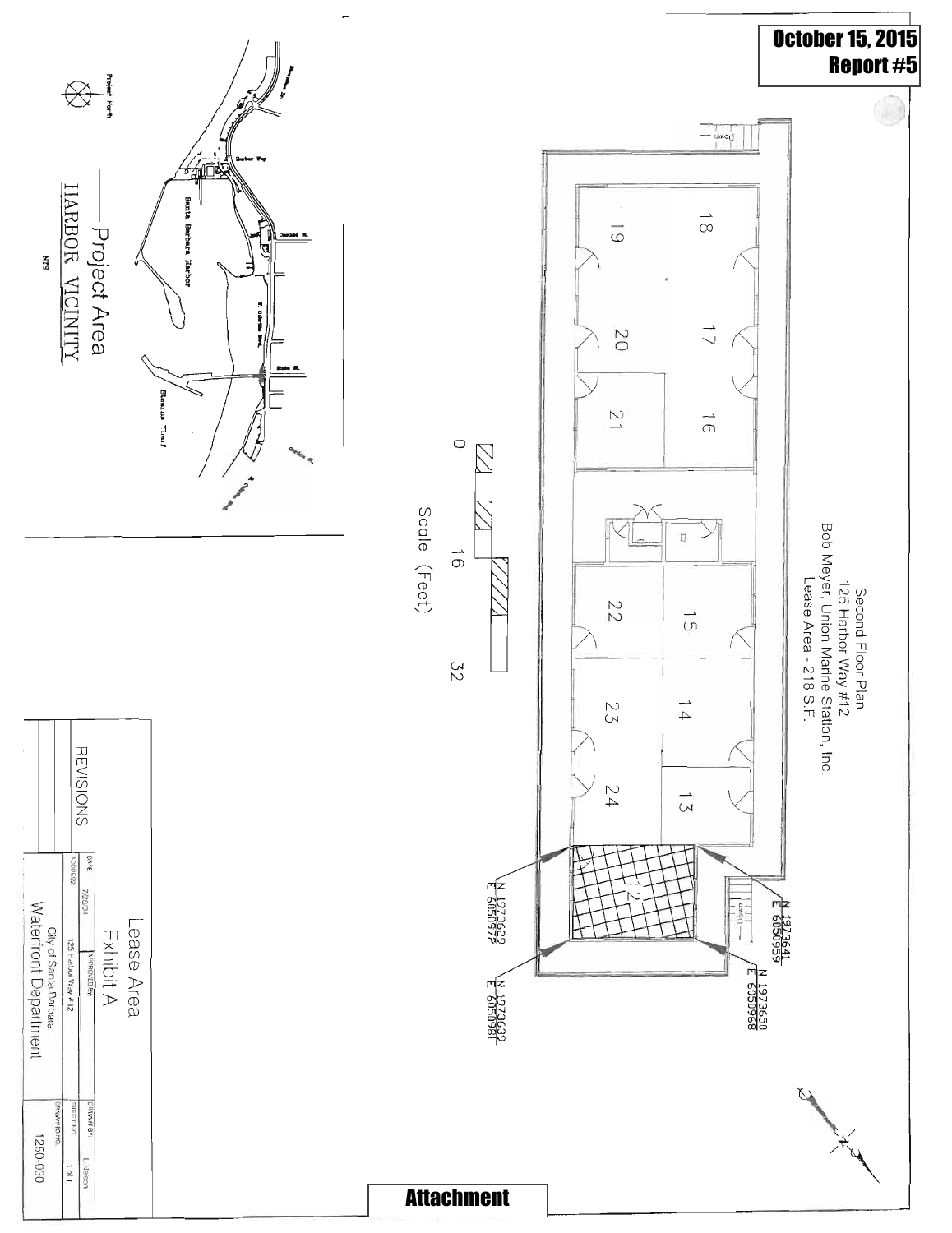**October 15, 2015**
**Report #5**

Second Floor Plan
125 Harbor Way #12
Bob Meyer, Union Marine Station, Inc.
Lease Area - 218 S.F.

18
19
17
20
16
21
15
22
14
23
13
24
12

N 1973641
E 6050959

N 1973650
E 6050968

N 1973629
E 6050972

N 1973639
E 6050981

DOWN

0 16 32
Scale (Feet)

Project North

Project Area

HARBOR VICINITY

NTS

Santa Barbara Harbor

Harbor Way

Castillo St.

Stearns Wharf

State St.

| | | | |
|---|---|---|---|
| Lease Area Exhibit A | | | |
| DATE 7/28/04 | APPROVED BY | | DRAWN BY L. Henson |
| ADDRESS 125 Harbor Way #12 | | | SHEET NO. 1 of 1 |
| REVISIONS | City of Santa Barbara Waterfront Department | | DRAWING NO. 1250-030 |

**Attachment**